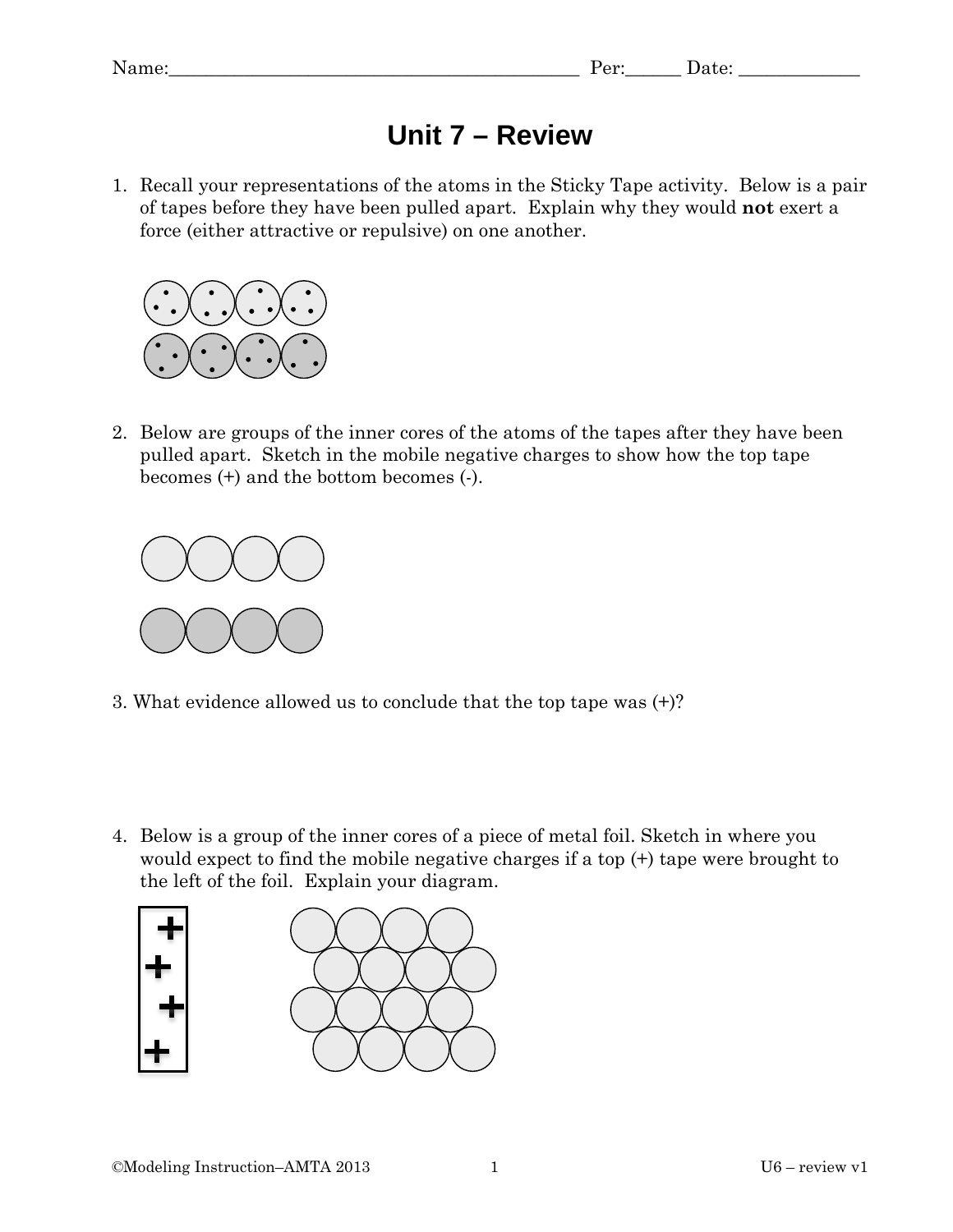Name:_____________________________________________ Per:______ Date: _____________

# Unit 7 – Review

1. Recall your representations of the atoms in the Sticky Tape activity. Below is a pair of tapes before they have been pulled apart. Explain why they would **not** exert a force (either attractive or repulsive) on one another.

2. Below are groups of the inner cores of the atoms of the tapes after they have been pulled apart. Sketch in the mobile negative charges to show how the top tape becomes (+) and the bottom becomes (-).

3. What evidence allowed us to conclude that the top tape was (+)?

4. Below is a group of the inner cores of a piece of metal foil. Sketch in where you would expect to find the mobile negative charges if a top (+) tape were brought to the left of the foil. Explain your diagram.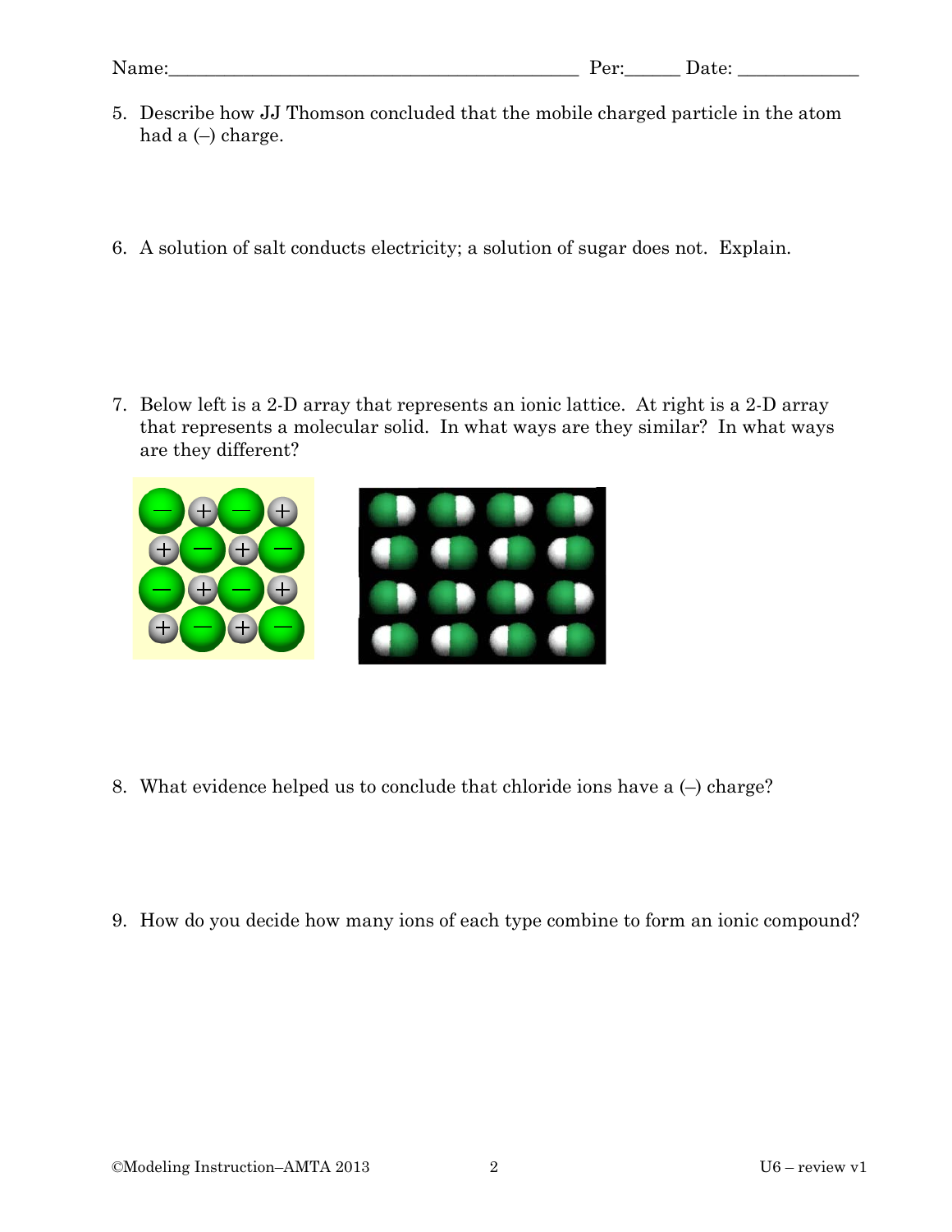Name:_______________________________________ Per:______ Date: ____________

5. Describe how JJ Thomson concluded that the mobile charged particle in the atom had a (–) charge.

6. A solution of salt conducts electricity; a solution of sugar does not. Explain.

7. Below left is a 2-D array that represents an ionic lattice. At right is a 2-D array that represents a molecular solid. In what ways are they similar? In what ways are they different?

8. What evidence helped us to conclude that chloride ions have a (–) charge?

9. How do you decide how many ions of each type combine to form an ionic compound?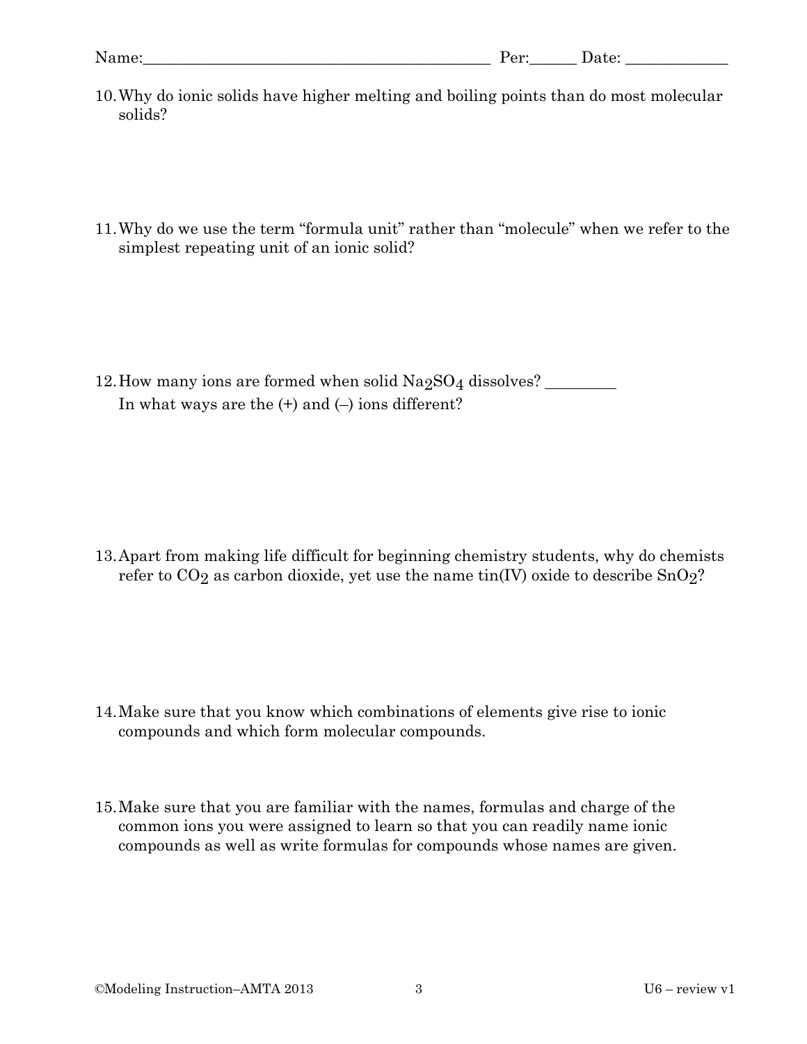Name:\_\_\_\_\_\_\_\_\_\_\_\_\_\_\_\_\_\_\_\_\_\_\_\_\_\_\_\_\_\_\_\_\_\_\_\_\_\_\_\_\_\_\_\_ Per:\_\_\_\_\_\_ Date: \_\_\_\_\_\_\_\_\_\_\_\_\_

10. Why do ionic solids have higher melting and boiling points than do most molecular solids?

11. Why do we use the term "formula unit" rather than "molecule" when we refer to the simplest repeating unit of an ionic solid?

12. How many ions are formed when solid $Na_2SO_4$ dissolves? \_\_\_\_\_\_\_\_\_

    In what ways are the (+) and (–) ions different?

13. Apart from making life difficult for beginning chemistry students, why do chemists refer to $CO_2$ as carbon dioxide, yet use the name tin(IV) oxide to describe $SnO_2$?

14. Make sure that you know which combinations of elements give rise to ionic compounds and which form molecular compounds.

15. Make sure that you are familiar with the names, formulas and charge of the common ions you were assigned to learn so that you can readily name ionic compounds as well as write formulas for compounds whose names are given.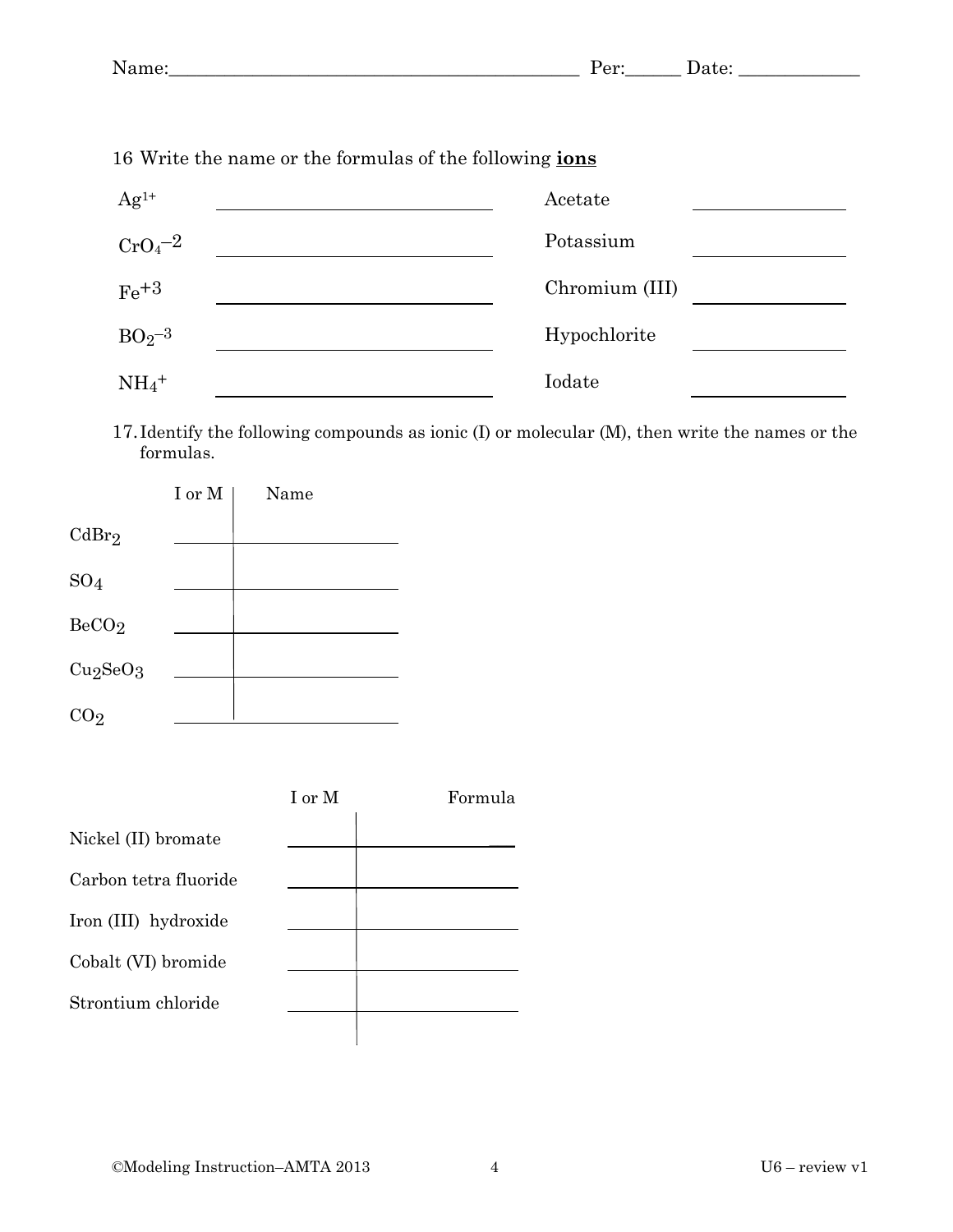Name:_________________________________________ Per:______ Date: ____________

16 Write the name or the formulas of the following **ions**

| | | | |
|---|---|---|---|
| $Ag^{1+}$ | | Acetate | |
| $CrO_4^{-2}$ | | Potassium | |
| $Fe^{+3}$ | | Chromium (III) | |
| $BO_2^{-3}$ | | Hypochlorite | |
| $NH_4^{+}$ | | Iodate | |

17. Identify the following compounds as ionic (I) or molecular (M), then write the names or the formulas.

| | I or M | Name |
|---|---|---|
| $CdBr_2$ | | |
| $SO_4$ | | |
| $BeCO_2$ | | |
| $Cu_2SeO_3$ | | |
| $CO_2$ | | |

| | I or M | Formula |
|---|---|---|
| Nickel (II) bromate | | |
| Carbon tetra fluoride | | |
| Iron (III) hydroxide | | |
| Cobalt (VI) bromide | | |
| Strontium chloride | | |

©Modeling Instruction–AMTA 2013 U6 – review v1